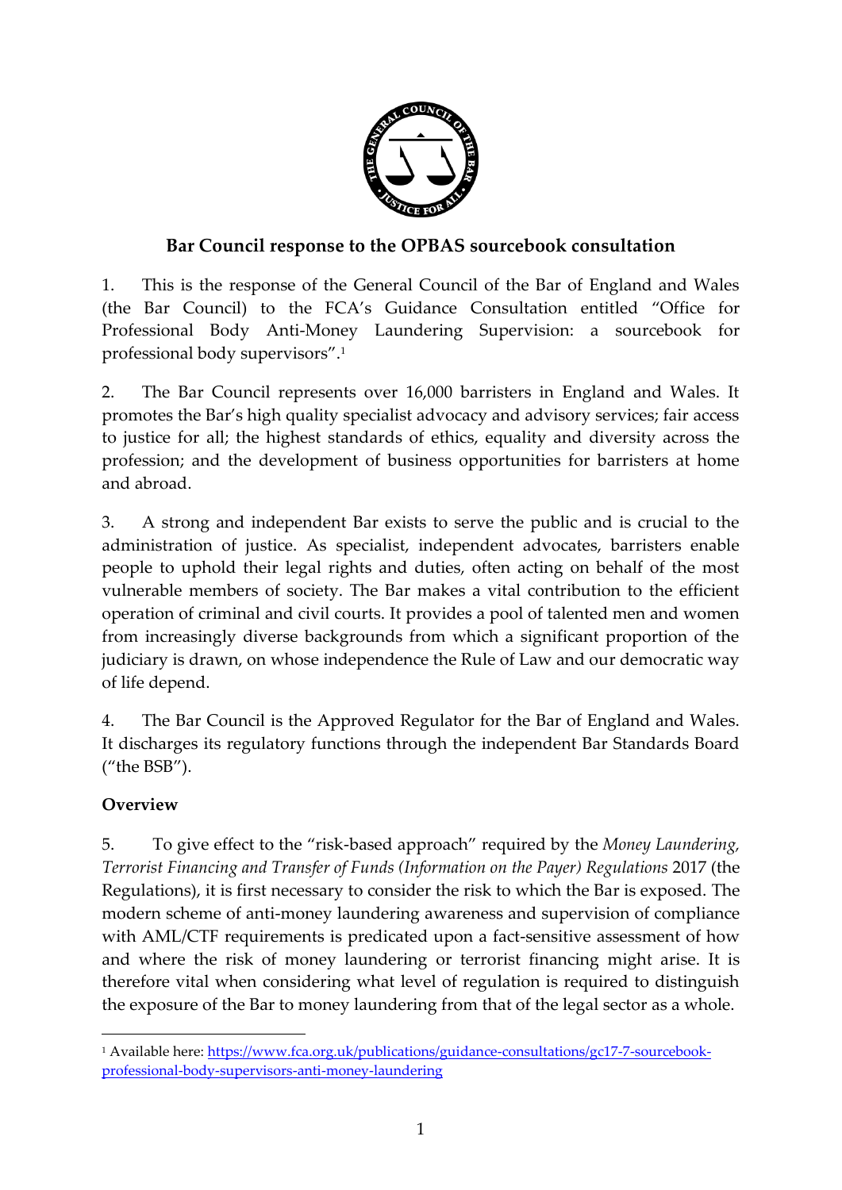**Bar Council response to the OPBAS sourcebook consultation**

1. This is the response of the General Council of the Bar of England and Wales (the Bar Council) to the FCA's Guidance Consultation entitled "Office for Professional Body Anti-Money Laundering Supervision: a sourcebook for professional body supervisors".[1]

2. The Bar Council represents over 16,000 barristers in England and Wales. It promotes the Bar's high quality specialist advocacy and advisory services; fair access to justice for all; the highest standards of ethics, equality and diversity across the profession; and the development of business opportunities for barristers at home and abroad.

3. A strong and independent Bar exists to serve the public and is crucial to the administration of justice. As specialist, independent advocates, barristers enable people to uphold their legal rights and duties, often acting on behalf of the most vulnerable members of society. The Bar makes a vital contribution to the efficient operation of criminal and civil courts. It provides a pool of talented men and women from increasingly diverse backgrounds from which a significant proportion of the judiciary is drawn, on whose independence the Rule of Law and our democratic way of life depend.

4. The Bar Council is the Approved Regulator for the Bar of England and Wales. It discharges its regulatory functions through the independent Bar Standards Board ("the BSB").

**Overview**

5. To give effect to the "risk-based approach" required by the *Money Laundering, Terrorist Financing and Transfer of Funds (Information on the Payer) Regulations* 2017 (the Regulations), it is first necessary to consider the risk to which the Bar is exposed. The modern scheme of anti-money laundering awareness and supervision of compliance with AML/CTF requirements is predicated upon a fact-sensitive assessment of how and where the risk of money laundering or terrorist financing might arise. It is therefore vital when considering what level of regulation is required to distinguish the exposure of the Bar to money laundering from that of the legal sector as a whole.

[1] Available here: https://www.fca.org.uk/publications/guidance-consultations/gc17-7-sourcebook-professional-body-supervisors-anti-money-laundering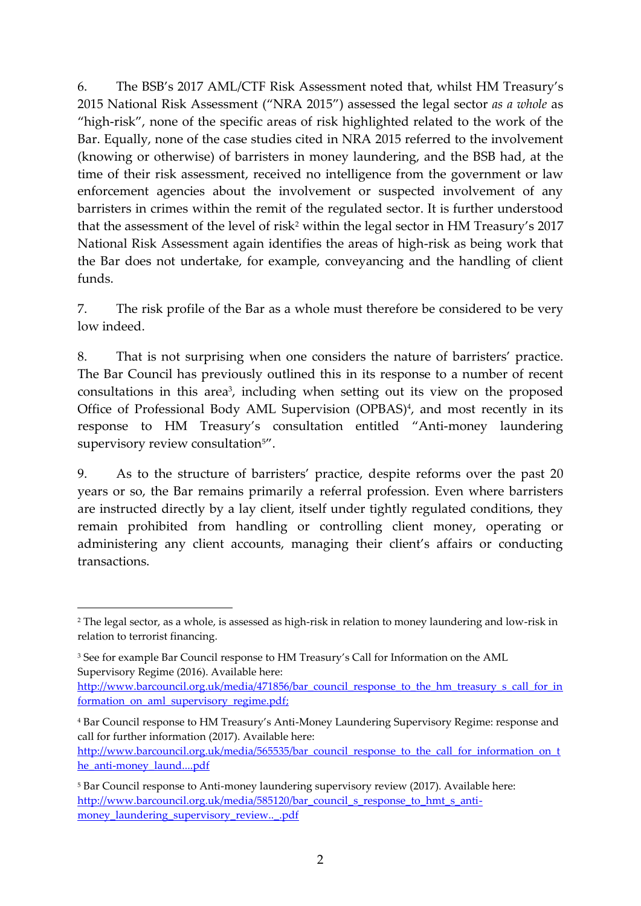6. The BSB's 2017 AML/CTF Risk Assessment noted that, whilst HM Treasury's 2015 National Risk Assessment ("NRA 2015") assessed the legal sector *as a whole* as "high-risk", none of the specific areas of risk highlighted related to the work of the Bar. Equally, none of the case studies cited in NRA 2015 referred to the involvement (knowing or otherwise) of barristers in money laundering, and the BSB had, at the time of their risk assessment, received no intelligence from the government or law enforcement agencies about the involvement or suspected involvement of any barristers in crimes within the remit of the regulated sector. It is further understood that the assessment of the level of risk[2] within the legal sector in HM Treasury's 2017 National Risk Assessment again identifies the areas of high-risk as being work that the Bar does not undertake, for example, conveyancing and the handling of client funds.

7. The risk profile of the Bar as a whole must therefore be considered to be very low indeed.

8. That is not surprising when one considers the nature of barristers' practice. The Bar Council has previously outlined this in its response to a number of recent consultations in this area[3], including when setting out its view on the proposed Office of Professional Body AML Supervision (OPBAS)[4], and most recently in its response to HM Treasury's consultation entitled "Anti-money laundering supervisory review consultation[5]".

9. As to the structure of barristers' practice, despite reforms over the past 20 years or so, the Bar remains primarily a referral profession. Even where barristers are instructed directly by a lay client, itself under tightly regulated conditions, they remain prohibited from handling or controlling client money, operating or administering any client accounts, managing their client's affairs or conducting transactions.

---

[2] The legal sector, as a whole, is assessed as high-risk in relation to money laundering and low-risk in relation to terrorist financing.

[3] See for example Bar Council response to HM Treasury's Call for Information on the AML Supervisory Regime (2016). Available here: http://www.barcouncil.org.uk/media/471856/bar_council_response_to_the_hm_treasury_s_call_for_information_on_aml_supervisory_regime.pdf;

[4] Bar Council response to HM Treasury's Anti-Money Laundering Supervisory Regime: response and call for further information (2017). Available here: http://www.barcouncil.org.uk/media/565535/bar_council_response_to_the_call_for_information_on_the_anti-money_laund....pdf

[5] Bar Council response to Anti-money laundering supervisory review (2017). Available here: http://www.barcouncil.org.uk/media/585120/bar_council_s_response_to_hmt_s_anti-money_laundering_supervisory_review.._.pdf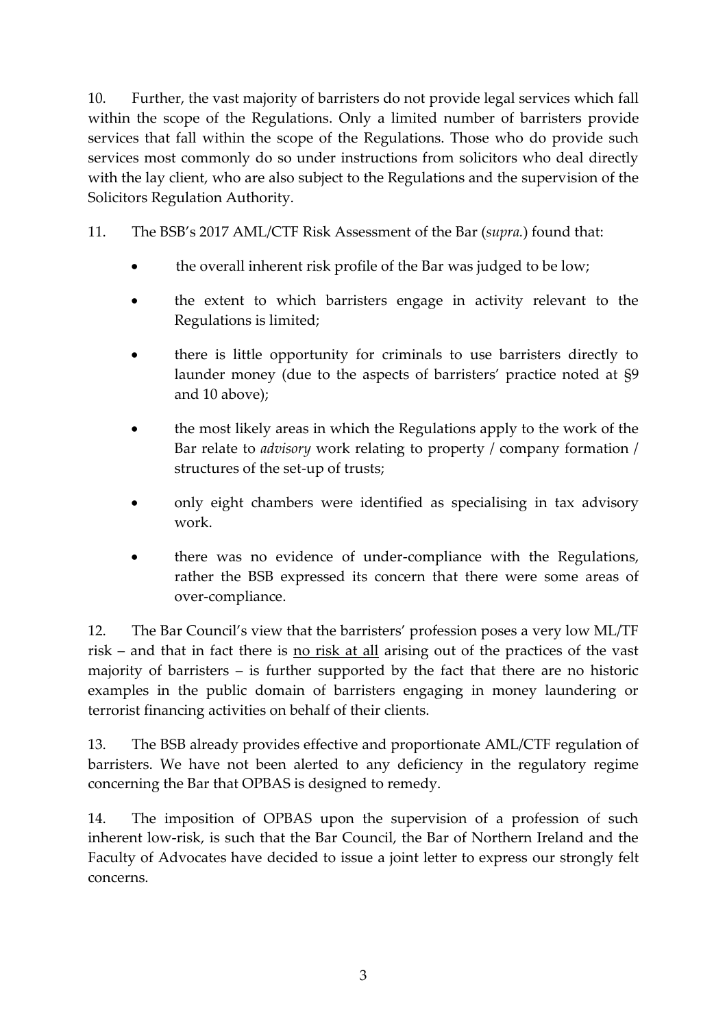10. Further, the vast majority of barristers do not provide legal services which fall within the scope of the Regulations. Only a limited number of barristers provide services that fall within the scope of the Regulations. Those who do provide such services most commonly do so under instructions from solicitors who deal directly with the lay client, who are also subject to the Regulations and the supervision of the Solicitors Regulation Authority.

11. The BSB's 2017 AML/CTF Risk Assessment of the Bar (*supra.*) found that:

- the overall inherent risk profile of the Bar was judged to be low;
- the extent to which barristers engage in activity relevant to the Regulations is limited;
- there is little opportunity for criminals to use barristers directly to launder money (due to the aspects of barristers' practice noted at §9 and 10 above);
- the most likely areas in which the Regulations apply to the work of the Bar relate to *advisory* work relating to property / company formation / structures of the set-up of trusts;
- only eight chambers were identified as specialising in tax advisory work.
- there was no evidence of under-compliance with the Regulations, rather the BSB expressed its concern that there were some areas of over-compliance.

12. The Bar Council's view that the barristers' profession poses a very low ML/TF risk – and that in fact there is <u>no risk at all</u> arising out of the practices of the vast majority of barristers – is further supported by the fact that there are no historic examples in the public domain of barristers engaging in money laundering or terrorist financing activities on behalf of their clients.

13. The BSB already provides effective and proportionate AML/CTF regulation of barristers. We have not been alerted to any deficiency in the regulatory regime concerning the Bar that OPBAS is designed to remedy.

14. The imposition of OPBAS upon the supervision of a profession of such inherent low-risk, is such that the Bar Council, the Bar of Northern Ireland and the Faculty of Advocates have decided to issue a joint letter to express our strongly felt concerns.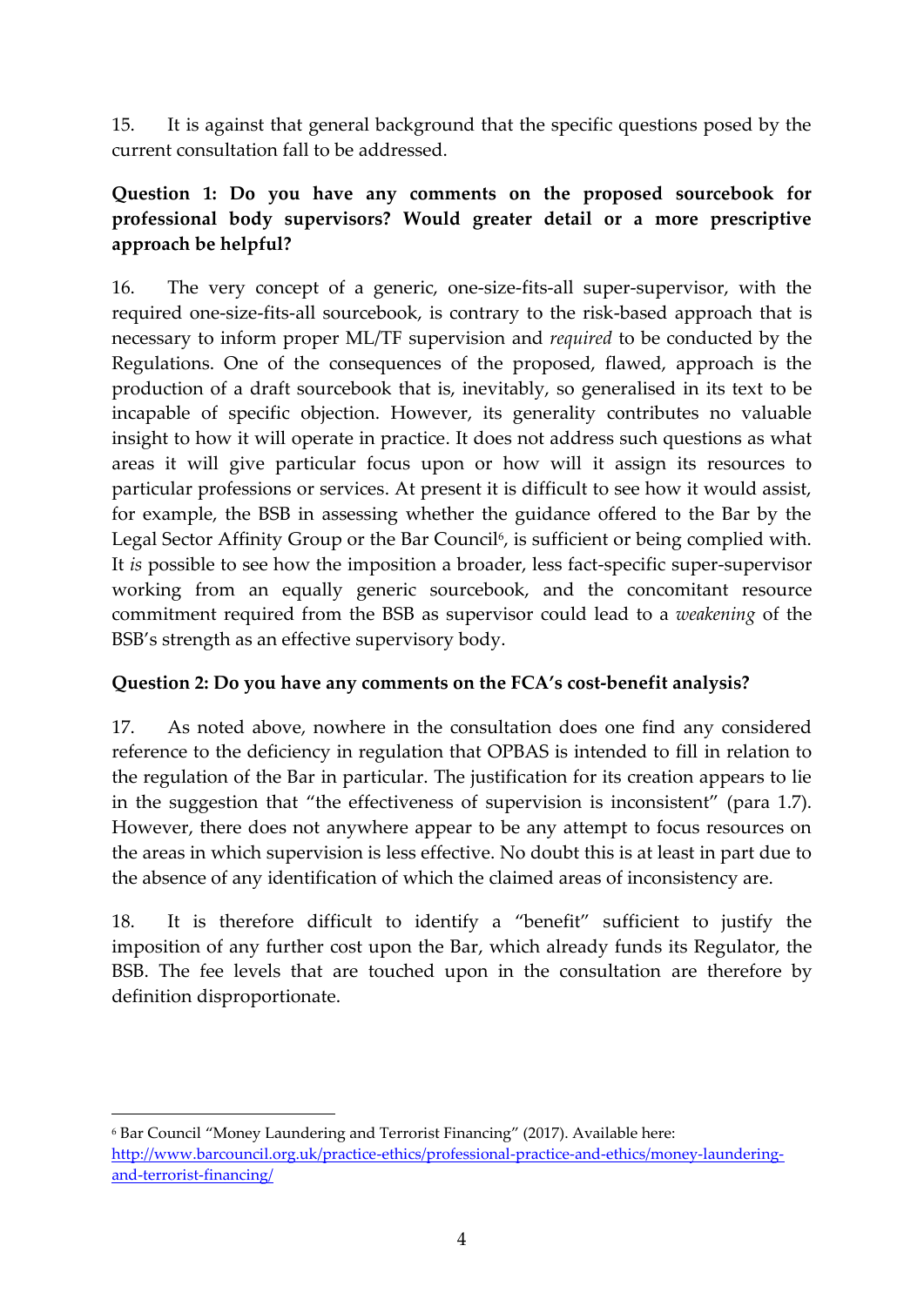15. It is against that general background that the specific questions posed by the current consultation fall to be addressed.

**Question 1: Do you have any comments on the proposed sourcebook for professional body supervisors? Would greater detail or a more prescriptive approach be helpful?**

16. The very concept of a generic, one-size-fits-all super-supervisor, with the required one-size-fits-all sourcebook, is contrary to the risk-based approach that is necessary to inform proper ML/TF supervision and *required* to be conducted by the Regulations. One of the consequences of the proposed, flawed, approach is the production of a draft sourcebook that is, inevitably, so generalised in its text to be incapable of specific objection. However, its generality contributes no valuable insight to how it will operate in practice. It does not address such questions as what areas it will give particular focus upon or how will it assign its resources to particular professions or services. At present it is difficult to see how it would assist, for example, the BSB in assessing whether the guidance offered to the Bar by the Legal Sector Affinity Group or the Bar Council[6], is sufficient or being complied with. It *is* possible to see how the imposition a broader, less fact-specific super-supervisor working from an equally generic sourcebook, and the concomitant resource commitment required from the BSB as supervisor could lead to a *weakening* of the BSB's strength as an effective supervisory body.

**Question 2: Do you have any comments on the FCA's cost-benefit analysis?**

17. As noted above, nowhere in the consultation does one find any considered reference to the deficiency in regulation that OPBAS is intended to fill in relation to the regulation of the Bar in particular. The justification for its creation appears to lie in the suggestion that "the effectiveness of supervision is inconsistent" (para 1.7). However, there does not anywhere appear to be any attempt to focus resources on the areas in which supervision is less effective. No doubt this is at least in part due to the absence of any identification of which the claimed areas of inconsistency are.

18. It is therefore difficult to identify a "benefit" sufficient to justify the imposition of any further cost upon the Bar, which already funds its Regulator, the BSB. The fee levels that are touched upon in the consultation are therefore by definition disproportionate.

---

[6] Bar Council "Money Laundering and Terrorist Financing" (2017). Available here: http://www.barcouncil.org.uk/practice-ethics/professional-practice-and-ethics/money-laundering-and-terrorist-financing/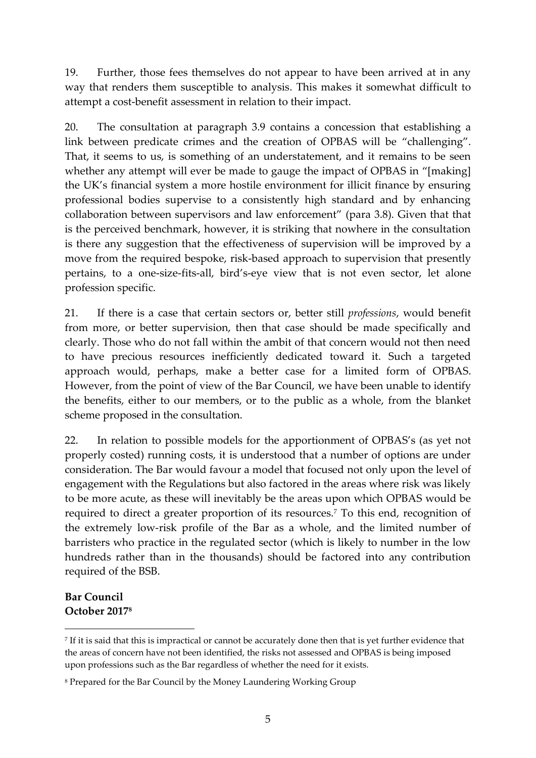19. Further, those fees themselves do not appear to have been arrived at in any way that renders them susceptible to analysis. This makes it somewhat difficult to attempt a cost-benefit assessment in relation to their impact.

20. The consultation at paragraph 3.9 contains a concession that establishing a link between predicate crimes and the creation of OPBAS will be "challenging". That, it seems to us, is something of an understatement, and it remains to be seen whether any attempt will ever be made to gauge the impact of OPBAS in "[making] the UK's financial system a more hostile environment for illicit finance by ensuring professional bodies supervise to a consistently high standard and by enhancing collaboration between supervisors and law enforcement" (para 3.8). Given that that is the perceived benchmark, however, it is striking that nowhere in the consultation is there any suggestion that the effectiveness of supervision will be improved by a move from the required bespoke, risk-based approach to supervision that presently pertains, to a one-size-fits-all, bird's-eye view that is not even sector, let alone profession specific.

21. If there is a case that certain sectors or, better still *professions*, would benefit from more, or better supervision, then that case should be made specifically and clearly. Those who do not fall within the ambit of that concern would not then need to have precious resources inefficiently dedicated toward it. Such a targeted approach would, perhaps, make a better case for a limited form of OPBAS. However, from the point of view of the Bar Council, we have been unable to identify the benefits, either to our members, or to the public as a whole, from the blanket scheme proposed in the consultation.

22. In relation to possible models for the apportionment of OPBAS's (as yet not properly costed) running costs, it is understood that a number of options are under consideration. The Bar would favour a model that focused not only upon the level of engagement with the Regulations but also factored in the areas where risk was likely to be more acute, as these will inevitably be the areas upon which OPBAS would be required to direct a greater proportion of its resources.[7] To this end, recognition of the extremely low-risk profile of the Bar as a whole, and the limited number of barristers who practice in the regulated sector (which is likely to number in the low hundreds rather than in the thousands) should be factored into any contribution required of the BSB.

**Bar Council**
**October 2017[8]**

---

[7] If it is said that this is impractical or cannot be accurately done then that is yet further evidence that the areas of concern have not been identified, the risks not assessed and OPBAS is being imposed upon professions such as the Bar regardless of whether the need for it exists.

[8] Prepared for the Bar Council by the Money Laundering Working Group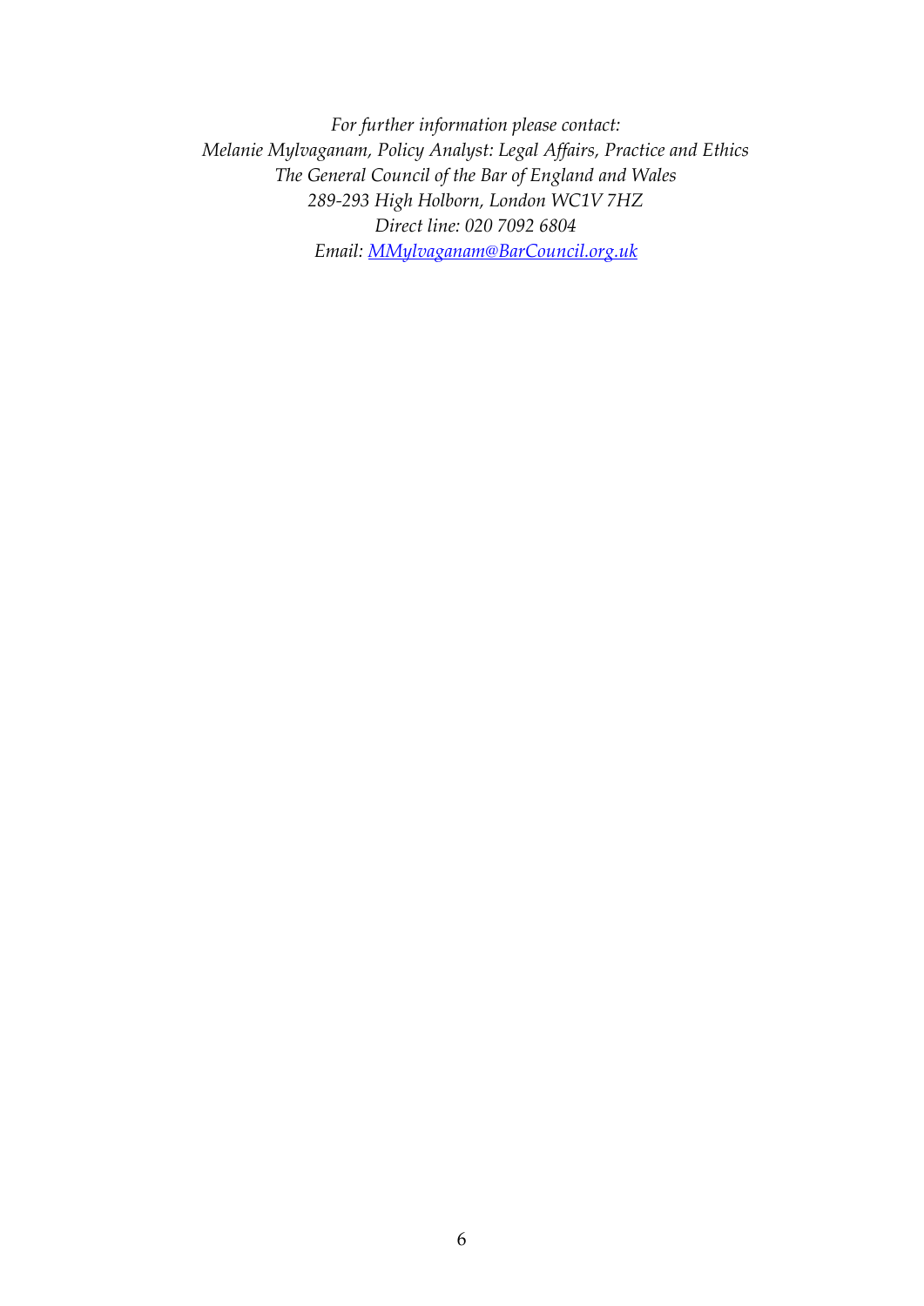*For further information please contact:*
*Melanie Mylvaganam, Policy Analyst: Legal Affairs, Practice and Ethics*
*The General Council of the Bar of England and Wales*
*289-293 High Holborn, London WC1V 7HZ*
*Direct line: 020 7092 6804*
*Email: MMylvaganam@BarCouncil.org.uk*